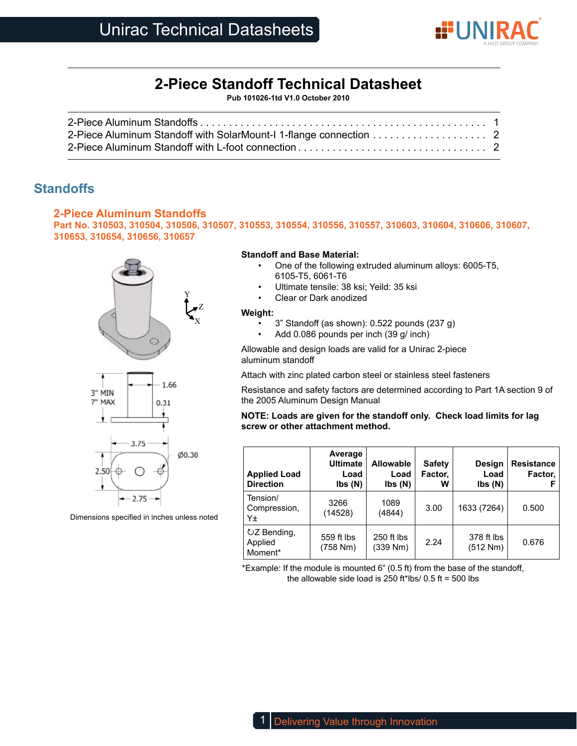# 2-Piece Standoff Technical Datasheet

**Pub 101026-1td V1.0 October 2010**

2-Piece Aluminum Standoffs . . . . . 1
2-Piece Aluminum Standoff with SolarMount-I 1-flange connection . . . . . 2
2-Piece Aluminum Standoff with L-foot connection . . . . . 2

## Standoffs

### 2-Piece Aluminum Standoffs

**Part No. 310503, 310504, 310506, 310507, 310553, 310554, 310556, 310557, 310603, 310604, 310606, 310607, 310653, 310654, 310656, 310657**

3" MIN
7" MAX
1.66
0.31
3.75
Ø0.38
2.50
2.75

Dimensions specified in inches unless noted

**Standoff and Base Material:**

- One of the following extruded aluminum alloys: 6005-T5, 6105-T5, 6061-T6
- Ultimate tensile: 38 ksi; Yeild: 35 ksi
- Clear or Dark anodized

**Weight:**

- 3" Standoff (as shown): 0.522 pounds (237 g)
- Add 0.086 pounds per inch (39 g/ inch)

Allowable and design loads are valid for a Unirac 2-piece aluminum standoff

Attach with zinc plated carbon steel or stainless steel fasteners

Resistance and safety factors are determined according to Part 1A section 9 of the 2005 Aluminum Design Manual

**NOTE: Loads are given for the standoff only. Check load limits for lag screw or other attachment method.**

| Applied Load Direction | Average Ultimate Load lbs (N) | Allowable Load lbs (N) | Safety Factor, W | Design Load lbs (N) | Resistance Factor, F |
|---|---|---|---|---|---|
| Tension/ Compression, Y± | 3266 (14528) | 1089 (4844) | 3.00 | 1633 (7264) | 0.500 |
| ↻Z Bending, Applied Moment* | 559 ft lbs (758 Nm) | 250 ft lbs (339 Nm) | 2.24 | 378 ft lbs (512 Nm) | 0.676 |

*Example: If the module is mounted 6" (0.5 ft) from the base of the standoff, the allowable side load is 250 ft*lbs/ 0.5 ft = 500 lbs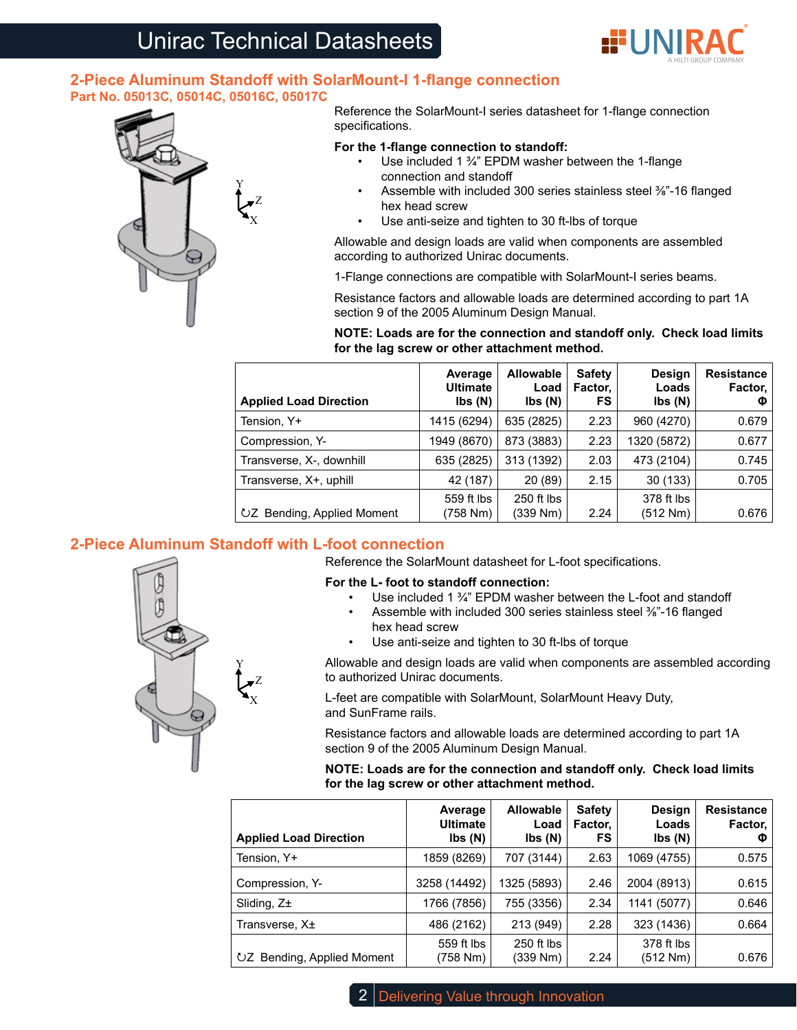## 2-Piece Aluminum Standoff with SolarMount-I 1-flange connection

**Part No. 05013C, 05014C, 05016C, 05017C**

Y
Z
X

Reference the SolarMount-I series datasheet for 1-flange connection specifications.

**For the 1-flange connection to standoff:**

- Use included 1 ¾" EPDM washer between the 1-flange connection and standoff
- Assemble with included 300 series stainless steel ⅜"-16 flanged hex head screw
- Use anti-seize and tighten to 30 ft-lbs of torque

Allowable and design loads are valid when components are assembled according to authorized Unirac documents.

1-Flange connections are compatible with SolarMount-I series beams.

Resistance factors and allowable loads are determined according to part 1A section 9 of the 2005 Aluminum Design Manual.

**NOTE: Loads are for the connection and standoff only. Check load limits for the lag screw or other attachment method.**

| Applied Load Direction | Average Ultimate lbs (N) | Allowable Load lbs (N) | Safety Factor, FS | Design Loads lbs (N) | Resistance Factor, Φ |
|---|---|---|---|---|---|
| Tension, Y+ | 1415 (6294) | 635 (2825) | 2.23 | 960 (4270) | 0.679 |
| Compression, Y- | 1949 (8670) | 873 (3883) | 2.23 | 1320 (5872) | 0.677 |
| Transverse, X-, downhill | 635 (2825) | 313 (1392) | 2.03 | 473 (2104) | 0.745 |
| Transverse, X+, uphill | 42 (187) | 20 (89) | 2.15 | 30 (133) | 0.705 |
| ↻Z Bending, Applied Moment | 559 ft lbs (758 Nm) | 250 ft lbs (339 Nm) | 2.24 | 378 ft lbs (512 Nm) | 0.676 |

## 2-Piece Aluminum Standoff with L-foot connection

Y
Z
X

Reference the SolarMount datasheet for L-foot specifications.

**For the L- foot to standoff connection:**

- Use included 1 ¾" EPDM washer between the L-foot and standoff
- Assemble with included 300 series stainless steel ⅜"-16 flanged hex head screw
- Use anti-seize and tighten to 30 ft-lbs of torque

Allowable and design loads are valid when components are assembled according to authorized Unirac documents.

L-feet are compatible with SolarMount, SolarMount Heavy Duty, and SunFrame rails.

Resistance factors and allowable loads are determined according to part 1A section 9 of the 2005 Aluminum Design Manual.

**NOTE: Loads are for the connection and standoff only. Check load limits for the lag screw or other attachment method.**

| Applied Load Direction | Average Ultimate lbs (N) | Allowable Load lbs (N) | Safety Factor, FS | Design Loads lbs (N) | Resistance Factor, Φ |
|---|---|---|---|---|---|
| Tension, Y+ | 1859 (8269) | 707 (3144) | 2.63 | 1069 (4755) | 0.575 |
| Compression, Y- | 3258 (14492) | 1325 (5893) | 2.46 | 2004 (8913) | 0.615 |
| Sliding, Z± | 1766 (7856) | 755 (3356) | 2.34 | 1141 (5077) | 0.646 |
| Transverse, X± | 486 (2162) | 213 (949) | 2.28 | 323 (1436) | 0.664 |
| ↻Z Bending, Applied Moment | 559 ft lbs (758 Nm) | 250 ft lbs (339 Nm) | 2.24 | 378 ft lbs (512 Nm) | 0.676 |